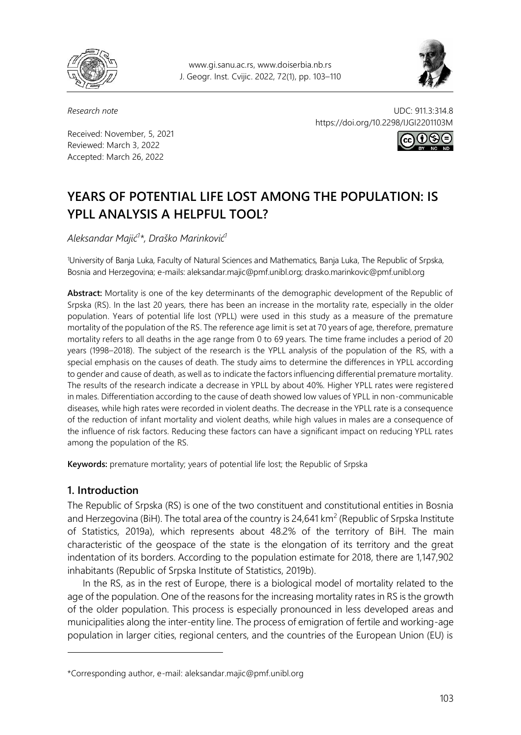*Research note*

UDC: 911.3:314.8
https://doi.org/10.2298/IJGI2201103M

Received: November, 5, 2021
Reviewed: March 3, 2022
Accepted: March 26, 2022

# YEARS OF POTENTIAL LIFE LOST AMONG THE POPULATION: IS YPLL ANALYSIS A HELPFUL TOOL?

*Aleksandar Majić[1]\*, Draško Marinković[1]*

[1]University of Banja Luka, Faculty of Natural Sciences and Mathematics, Banja Luka, The Republic of Srpska, Bosnia and Herzegovina; e-mails: aleksandar.majic@pmf.unibl.org; drasko.marinkovic@pmf.unibl.org

**Abstract:** Mortality is one of the key determinants of the demographic development of the Republic of Srpska (RS). In the last 20 years, there has been an increase in the mortality rate, especially in the older population. Years of potential life lost (YPLL) were used in this study as a measure of the premature mortality of the population of the RS. The reference age limit is set at 70 years of age, therefore, premature mortality refers to all deaths in the age range from 0 to 69 years. The time frame includes a period of 20 years (1998–2018). The subject of the research is the YPLL analysis of the population of the RS, with a special emphasis on the causes of death. The study aims to determine the differences in YPLL according to gender and cause of death, as well as to indicate the factors influencing differential premature mortality. The results of the research indicate a decrease in YPLL by about 40%. Higher YPLL rates were registered in males. Differentiation according to the cause of death showed low values of YPLL in non-communicable diseases, while high rates were recorded in violent deaths. The decrease in the YPLL rate is a consequence of the reduction of infant mortality and violent deaths, while high values in males are a consequence of the influence of risk factors. Reducing these factors can have a significant impact on reducing YPLL rates among the population of the RS.

**Keywords:** premature mortality; years of potential life lost; the Republic of Srpska

## 1. Introduction

The Republic of Srpska (RS) is one of the two constituent and constitutional entities in Bosnia and Herzegovina (BiH). The total area of the country is 24,641 km$^2$ (Republic of Srpska Institute of Statistics, 2019a), which represents about 48.2% of the territory of BiH. The main characteristic of the geospace of the state is the elongation of its territory and the great indentation of its borders. According to the population estimate for 2018, there are 1,147,902 inhabitants (Republic of Srpska Institute of Statistics, 2019b).

In the RS, as in the rest of Europe, there is a biological model of mortality related to the age of the population. One of the reasons for the increasing mortality rates in RS is the growth of the older population. This process is especially pronounced in less developed areas and municipalities along the inter-entity line. The process of emigration of fertile and working-age population in larger cities, regional centers, and the countries of the European Union (EU) is

\*Corresponding author, e-mail: aleksandar.majic@pmf.unibl.org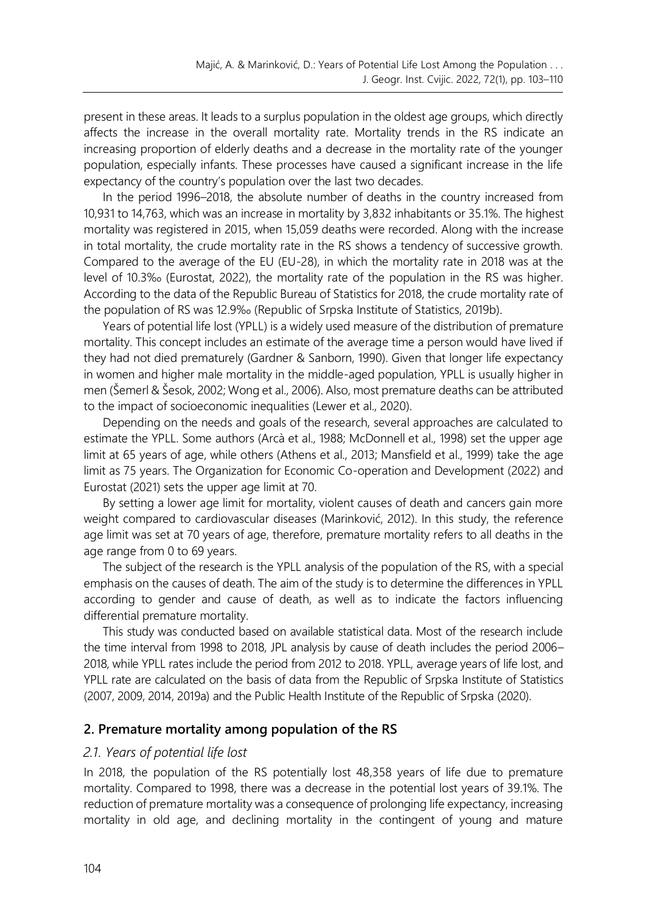present in these areas. It leads to a surplus population in the oldest age groups, which directly affects the increase in the overall mortality rate. Mortality trends in the RS indicate an increasing proportion of elderly deaths and a decrease in the mortality rate of the younger population, especially infants. These processes have caused a significant increase in the life expectancy of the country's population over the last two decades.

In the period 1996–2018, the absolute number of deaths in the country increased from 10,931 to 14,763, which was an increase in mortality by 3,832 inhabitants or 35.1%. The highest mortality was registered in 2015, when 15,059 deaths were recorded. Along with the increase in total mortality, the crude mortality rate in the RS shows a tendency of successive growth. Compared to the average of the EU (EU-28), in which the mortality rate in 2018 was at the level of 10.3‰ (Eurostat, 2022), the mortality rate of the population in the RS was higher. According to the data of the Republic Bureau of Statistics for 2018, the crude mortality rate of the population of RS was 12.9‰ (Republic of Srpska Institute of Statistics, 2019b).

Years of potential life lost (YPLL) is a widely used measure of the distribution of premature mortality. This concept includes an estimate of the average time a person would have lived if they had not died prematurely (Gardner & Sanborn, 1990). Given that longer life expectancy in women and higher male mortality in the middle-aged population, YPLL is usually higher in men (Šemerl & Šesok, 2002; Wong et al., 2006). Also, most premature deaths can be attributed to the impact of socioeconomic inequalities (Lewer et al., 2020).

Depending on the needs and goals of the research, several approaches are calculated to estimate the YPLL. Some authors (Arcà et al., 1988; McDonnell et al., 1998) set the upper age limit at 65 years of age, while others (Athens et al., 2013; Mansfield et al., 1999) take the age limit as 75 years. The Organization for Economic Co-operation and Development (2022) and Eurostat (2021) sets the upper age limit at 70.

By setting a lower age limit for mortality, violent causes of death and cancers gain more weight compared to cardiovascular diseases (Marinković, 2012). In this study, the reference age limit was set at 70 years of age, therefore, premature mortality refers to all deaths in the age range from 0 to 69 years.

The subject of the research is the YPLL analysis of the population of the RS, with a special emphasis on the causes of death. The aim of the study is to determine the differences in YPLL according to gender and cause of death, as well as to indicate the factors influencing differential premature mortality.

This study was conducted based on available statistical data. Most of the research include the time interval from 1998 to 2018, JPL analysis by cause of death includes the period 2006–2018, while YPLL rates include the period from 2012 to 2018. YPLL, average years of life lost, and YPLL rate are calculated on the basis of data from the Republic of Srpska Institute of Statistics (2007, 2009, 2014, 2019a) and the Public Health Institute of the Republic of Srpska (2020).

## 2. Premature mortality among population of the RS

### *2.1. Years of potential life lost*

In 2018, the population of the RS potentially lost 48,358 years of life due to premature mortality. Compared to 1998, there was a decrease in the potential lost years of 39.1%. The reduction of premature mortality was a consequence of prolonging life expectancy, increasing mortality in old age, and declining mortality in the contingent of young and mature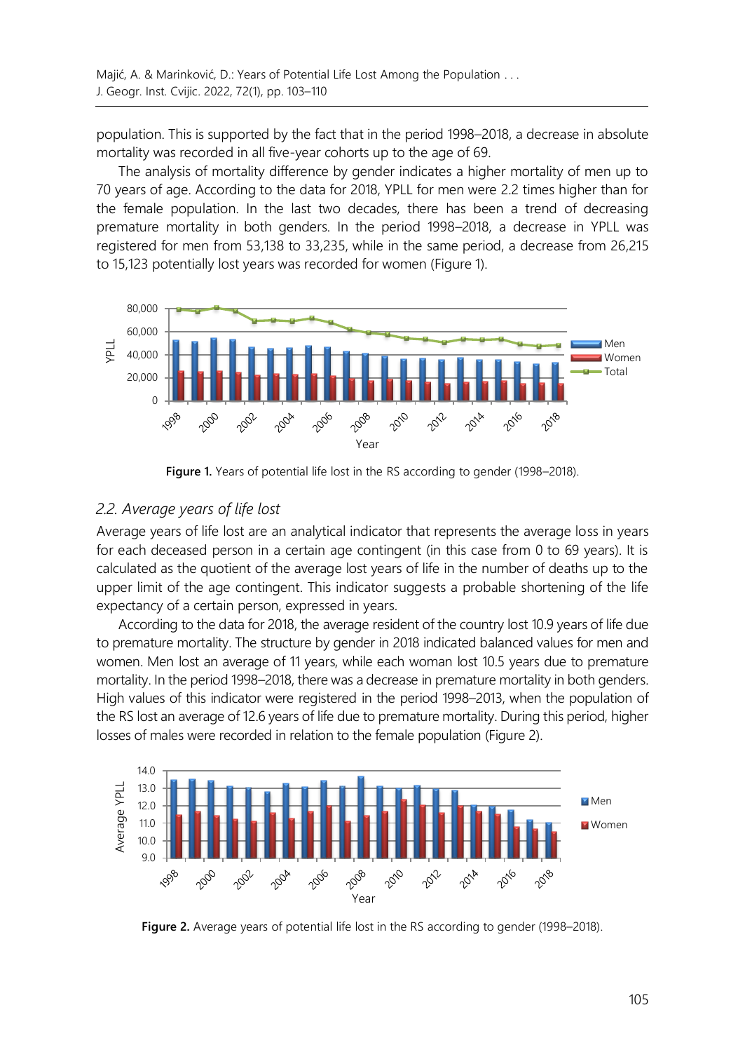population. This is supported by the fact that in the period 1998–2018, a decrease in absolute mortality was recorded in all five-year cohorts up to the age of 69.

The analysis of mortality difference by gender indicates a higher mortality of men up to 70 years of age. According to the data for 2018, YPLL for men were 2.2 times higher than for the female population. In the last two decades, there has been a trend of decreasing premature mortality in both genders. In the period 1998–2018, a decrease in YPLL was registered for men from 53,138 to 33,235, while in the same period, a decrease from 26,215 to 15,123 potentially lost years was recorded for women (Figure 1).

**Figure 1.** Years of potential life lost in the RS according to gender (1998–2018).

## *2.2. Average years of life lost*

Average years of life lost are an analytical indicator that represents the average loss in years for each deceased person in a certain age contingent (in this case from 0 to 69 years). It is calculated as the quotient of the average lost years of life in the number of deaths up to the upper limit of the age contingent. This indicator suggests a probable shortening of the life expectancy of a certain person, expressed in years.

According to the data for 2018, the average resident of the country lost 10.9 years of life due to premature mortality. The structure by gender in 2018 indicated balanced values for men and women. Men lost an average of 11 years, while each woman lost 10.5 years due to premature mortality. In the period 1998–2018, there was a decrease in premature mortality in both genders. High values of this indicator were registered in the period 1998–2013, when the population of the RS lost an average of 12.6 years of life due to premature mortality. During this period, higher losses of males were recorded in relation to the female population (Figure 2).

**Figure 2.** Average years of potential life lost in the RS according to gender (1998–2018).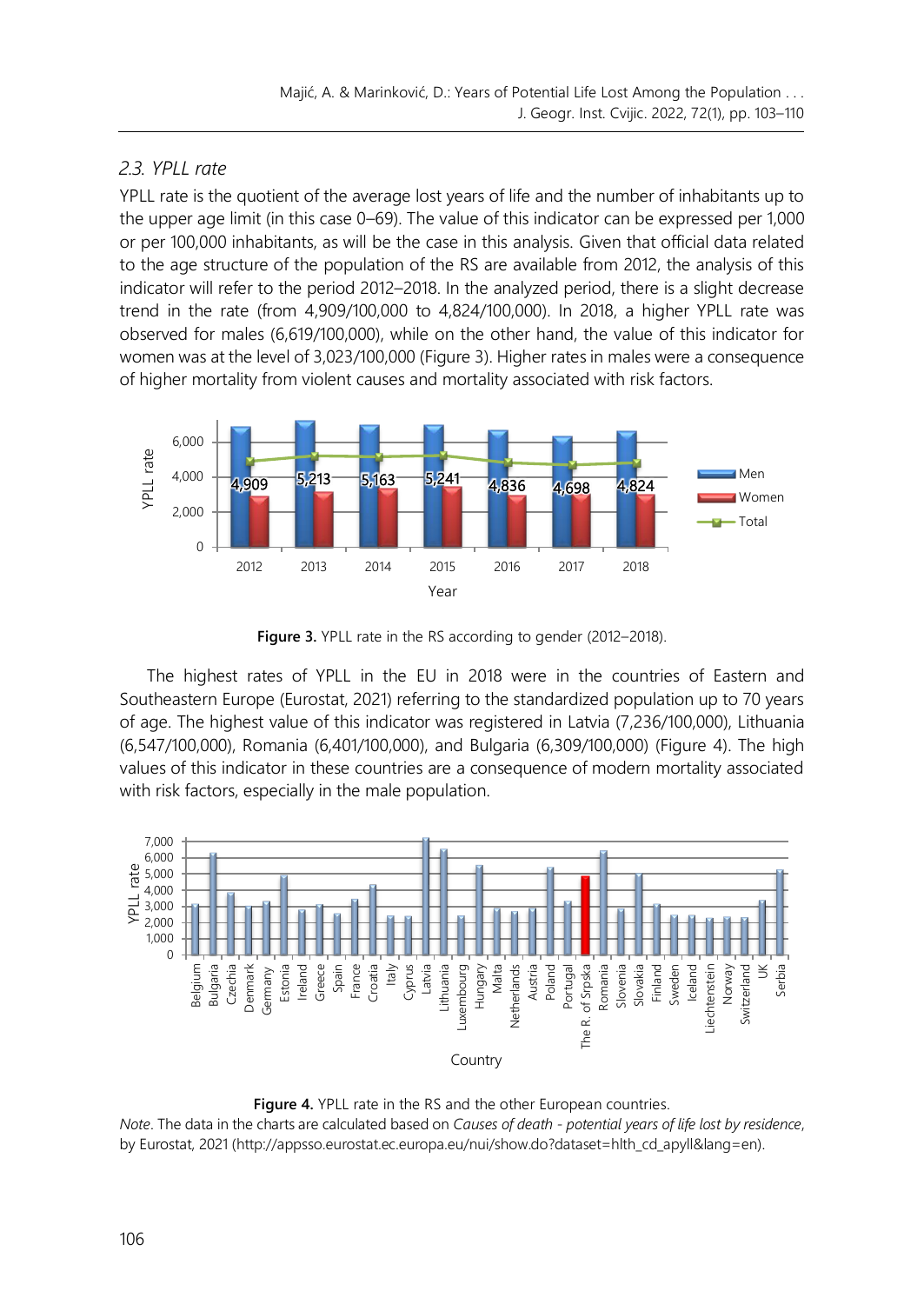### 2.3. YPLL rate

YPLL rate is the quotient of the average lost years of life and the number of inhabitants up to the upper age limit (in this case 0–69). The value of this indicator can be expressed per 1,000 or per 100,000 inhabitants, as will be the case in this analysis. Given that official data related to the age structure of the population of the RS are available from 2012, the analysis of this indicator will refer to the period 2012–2018. In the analyzed period, there is a slight decrease trend in the rate (from 4,909/100,000 to 4,824/100,000). In 2018, a higher YPLL rate was observed for males (6,619/100,000), while on the other hand, the value of this indicator for women was at the level of 3,023/100,000 (Figure 3). Higher rates in males were a consequence of higher mortality from violent causes and mortality associated with risk factors.

**Figure 3.** YPLL rate in the RS according to gender (2012–2018).

The highest rates of YPLL in the EU in 2018 were in the countries of Eastern and Southeastern Europe (Eurostat, 2021) referring to the standardized population up to 70 years of age. The highest value of this indicator was registered in Latvia (7,236/100,000), Lithuania (6,547/100,000), Romania (6,401/100,000), and Bulgaria (6,309/100,000) (Figure 4). The high values of this indicator in these countries are a consequence of modern mortality associated with risk factors, especially in the male population.

**Figure 4.** YPLL rate in the RS and the other European countries.

*Note*. The data in the charts are calculated based on *Causes of death - potential years of life lost by residence*, by Eurostat, 2021 (http://appsso.eurostat.ec.europa.eu/nui/show.do?dataset=hlth_cd_apyll&lang=en).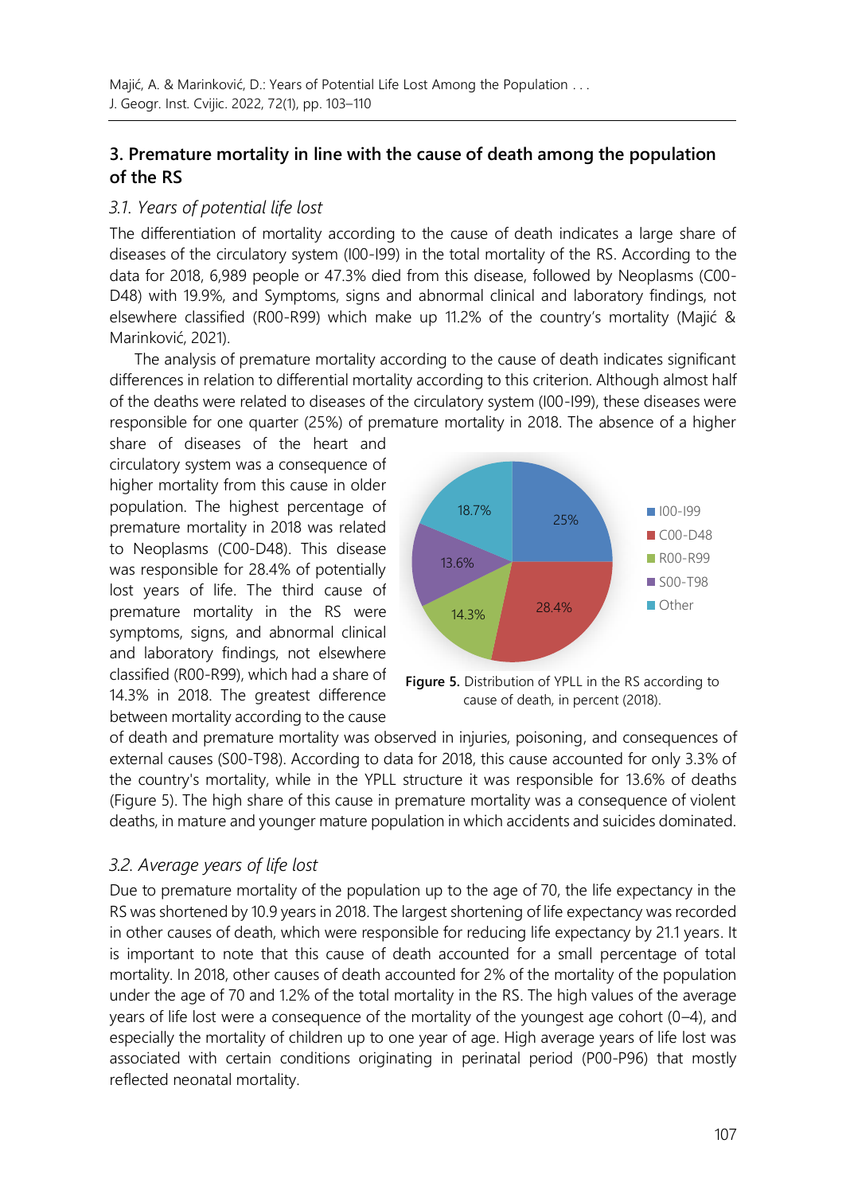## 3. Premature mortality in line with the cause of death among the population of the RS

### 3.1. Years of potential life lost

The differentiation of mortality according to the cause of death indicates a large share of diseases of the circulatory system (I00-I99) in the total mortality of the RS. According to the data for 2018, 6,989 people or 47.3% died from this disease, followed by Neoplasms (C00-D48) with 19.9%, and Symptoms, signs and abnormal clinical and laboratory findings, not elsewhere classified (R00-R99) which make up 11.2% of the country's mortality (Majić & Marinković, 2021).

The analysis of premature mortality according to the cause of death indicates significant differences in relation to differential mortality according to this criterion. Although almost half of the deaths were related to diseases of the circulatory system (I00-I99), these diseases were responsible for one quarter (25%) of premature mortality in 2018. The absence of a higher share of diseases of the heart and circulatory system was a consequence of higher mortality from this cause in older population. The highest percentage of premature mortality in 2018 was related to Neoplasms (C00-D48). This disease was responsible for 28.4% of potentially lost years of life. The third cause of premature mortality in the RS were symptoms, signs, and abnormal clinical and laboratory findings, not elsewhere classified (R00-R99), which had a share of 14.3% in 2018. The greatest difference between mortality according to the cause of death and premature mortality was observed in injuries, poisoning, and consequences of external causes (S00-T98). According to data for 2018, this cause accounted for only 3.3% of the country's mortality, while in the YPLL structure it was responsible for 13.6% of deaths (Figure 5). The high share of this cause in premature mortality was a consequence of violent deaths, in mature and younger mature population in which accidents and suicides dominated.

**Figure 5.** Distribution of YPLL in the RS according to cause of death, in percent (2018).

### 3.2. Average years of life lost

Due to premature mortality of the population up to the age of 70, the life expectancy in the RS was shortened by 10.9 years in 2018. The largest shortening of life expectancy was recorded in other causes of death, which were responsible for reducing life expectancy by 21.1 years. It is important to note that this cause of death accounted for a small percentage of total mortality. In 2018, other causes of death accounted for 2% of the mortality of the population under the age of 70 and 1.2% of the total mortality in the RS. The high values of the average years of life lost were a consequence of the mortality of the youngest age cohort (0–4), and especially the mortality of children up to one year of age. High average years of life lost was associated with certain conditions originating in perinatal period (P00-P96) that mostly reflected neonatal mortality.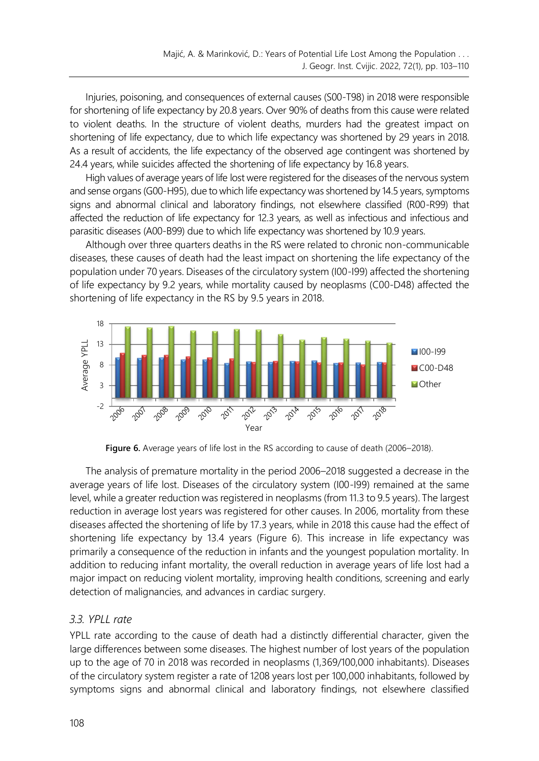Injuries, poisoning, and consequences of external causes (S00-T98) in 2018 were responsible for shortening of life expectancy by 20.8 years. Over 90% of deaths from this cause were related to violent deaths. In the structure of violent deaths, murders had the greatest impact on shortening of life expectancy, due to which life expectancy was shortened by 29 years in 2018. As a result of accidents, the life expectancy of the observed age contingent was shortened by 24.4 years, while suicides affected the shortening of life expectancy by 16.8 years.

High values of average years of life lost were registered for the diseases of the nervous system and sense organs (G00-H95), due to which life expectancy was shortened by 14.5 years, symptoms signs and abnormal clinical and laboratory findings, not elsewhere classified (R00-R99) that affected the reduction of life expectancy for 12.3 years, as well as infectious and infectious and parasitic diseases (A00-B99) due to which life expectancy was shortened by 10.9 years.

Although over three quarters deaths in the RS were related to chronic non-communicable diseases, these causes of death had the least impact on shortening the life expectancy of the population under 70 years. Diseases of the circulatory system (I00-I99) affected the shortening of life expectancy by 9.2 years, while mortality caused by neoplasms (C00-D48) affected the shortening of life expectancy in the RS by 9.5 years in 2018.

**Figure 6.** Average years of life lost in the RS according to cause of death (2006–2018).

The analysis of premature mortality in the period 2006–2018 suggested a decrease in the average years of life lost. Diseases of the circulatory system (I00-I99) remained at the same level, while a greater reduction was registered in neoplasms (from 11.3 to 9.5 years). The largest reduction in average lost years was registered for other causes. In 2006, mortality from these diseases affected the shortening of life by 17.3 years, while in 2018 this cause had the effect of shortening life expectancy by 13.4 years (Figure 6). This increase in life expectancy was primarily a consequence of the reduction in infants and the youngest population mortality. In addition to reducing infant mortality, the overall reduction in average years of life lost had a major impact on reducing violent mortality, improving health conditions, screening and early detection of malignancies, and advances in cardiac surgery.

### *3.3. YPLL rate*

YPLL rate according to the cause of death had a distinctly differential character, given the large differences between some diseases. The highest number of lost years of the population up to the age of 70 in 2018 was recorded in neoplasms (1,369/100,000 inhabitants). Diseases of the circulatory system register a rate of 1208 years lost per 100,000 inhabitants, followed by symptoms signs and abnormal clinical and laboratory findings, not elsewhere classified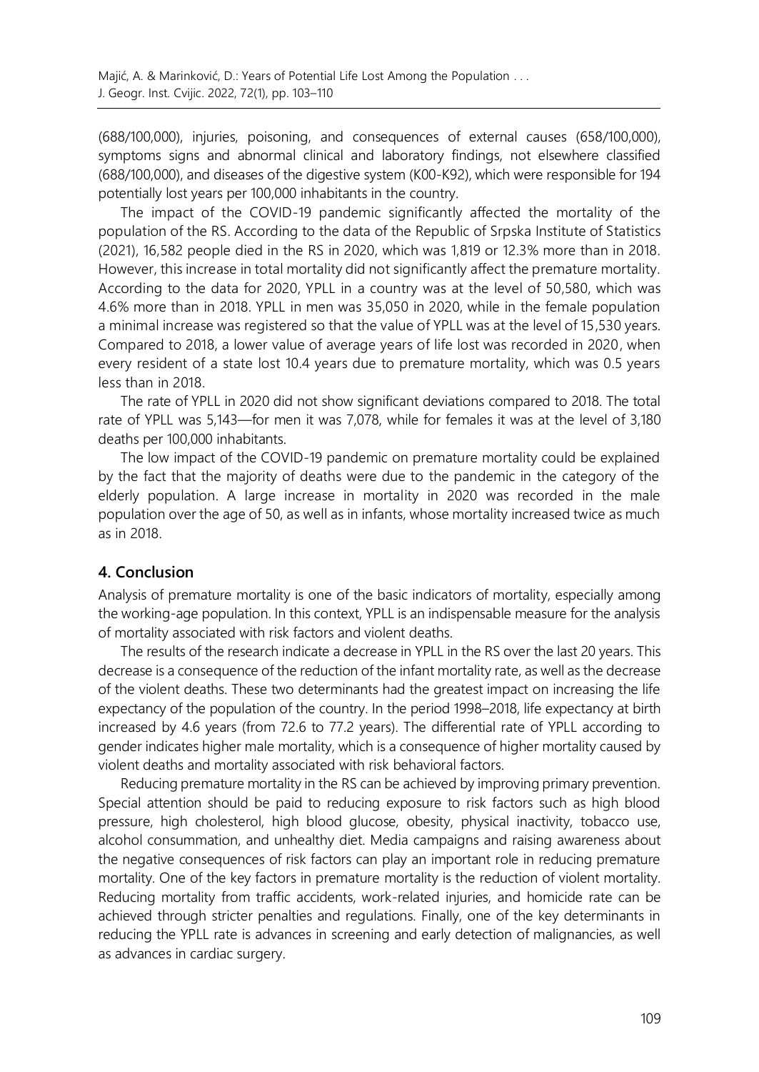(688/100,000), injuries, poisoning, and consequences of external causes (658/100,000), symptoms signs and abnormal clinical and laboratory findings, not elsewhere classified (688/100,000), and diseases of the digestive system (K00-K92), which were responsible for 194 potentially lost years per 100,000 inhabitants in the country.

The impact of the COVID-19 pandemic significantly affected the mortality of the population of the RS. According to the data of the Republic of Srpska Institute of Statistics (2021), 16,582 people died in the RS in 2020, which was 1,819 or 12.3% more than in 2018. However, this increase in total mortality did not significantly affect the premature mortality. According to the data for 2020, YPLL in a country was at the level of 50,580, which was 4.6% more than in 2018. YPLL in men was 35,050 in 2020, while in the female population a minimal increase was registered so that the value of YPLL was at the level of 15,530 years. Compared to 2018, a lower value of average years of life lost was recorded in 2020, when every resident of a state lost 10.4 years due to premature mortality, which was 0.5 years less than in 2018.

The rate of YPLL in 2020 did not show significant deviations compared to 2018. The total rate of YPLL was 5,143—for men it was 7,078, while for females it was at the level of 3,180 deaths per 100,000 inhabitants.

The low impact of the COVID-19 pandemic on premature mortality could be explained by the fact that the majority of deaths were due to the pandemic in the category of the elderly population. A large increase in mortality in 2020 was recorded in the male population over the age of 50, as well as in infants, whose mortality increased twice as much as in 2018.

## 4. Conclusion

Analysis of premature mortality is one of the basic indicators of mortality, especially among the working-age population. In this context, YPLL is an indispensable measure for the analysis of mortality associated with risk factors and violent deaths.

The results of the research indicate a decrease in YPLL in the RS over the last 20 years. This decrease is a consequence of the reduction of the infant mortality rate, as well as the decrease of the violent deaths. These two determinants had the greatest impact on increasing the life expectancy of the population of the country. In the period 1998–2018, life expectancy at birth increased by 4.6 years (from 72.6 to 77.2 years). The differential rate of YPLL according to gender indicates higher male mortality, which is a consequence of higher mortality caused by violent deaths and mortality associated with risk behavioral factors.

Reducing premature mortality in the RS can be achieved by improving primary prevention. Special attention should be paid to reducing exposure to risk factors such as high blood pressure, high cholesterol, high blood glucose, obesity, physical inactivity, tobacco use, alcohol consummation, and unhealthy diet. Media campaigns and raising awareness about the negative consequences of risk factors can play an important role in reducing premature mortality. One of the key factors in premature mortality is the reduction of violent mortality. Reducing mortality from traffic accidents, work-related injuries, and homicide rate can be achieved through stricter penalties and regulations. Finally, one of the key determinants in reducing the YPLL rate is advances in screening and early detection of malignancies, as well as advances in cardiac surgery.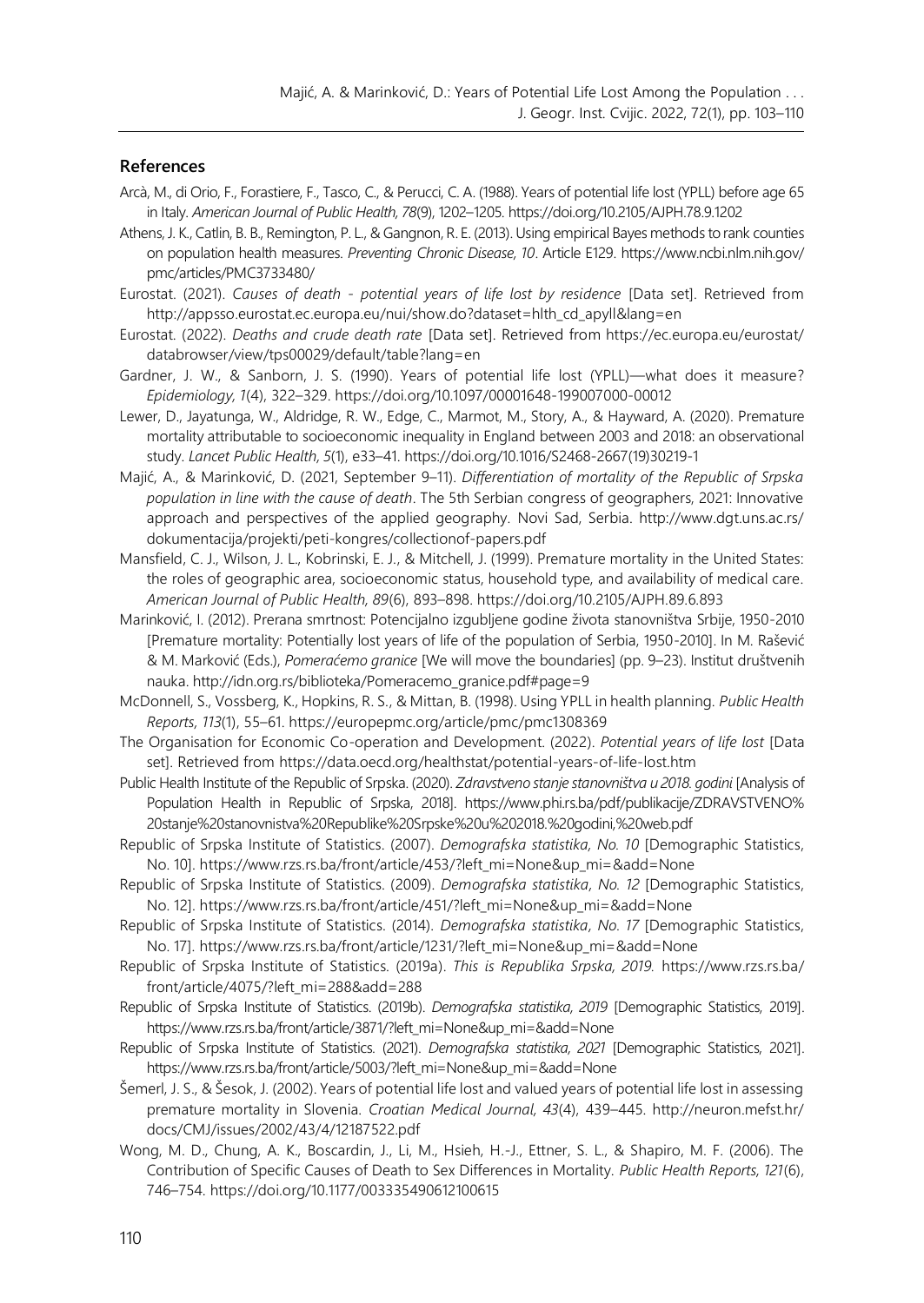## References

Arcà, M., di Orio, F., Forastiere, F., Tasco, C., & Perucci, C. A. (1988). Years of potential life lost (YPLL) before age 65 in Italy. *American Journal of Public Health, 78*(9), 1202–1205. https://doi.org/10.2105/AJPH.78.9.1202

Athens, J. K., Catlin, B. B., Remington, P. L., & Gangnon, R. E. (2013). Using empirical Bayes methods to rank counties on population health measures. *Preventing Chronic Disease, 10*. Article E129. https://www.ncbi.nlm.nih.gov/pmc/articles/PMC3733480/

Eurostat. (2021). *Causes of death - potential years of life lost by residence* [Data set]. Retrieved from http://appsso.eurostat.ec.europa.eu/nui/show.do?dataset=hlth_cd_apyll&lang=en

Eurostat. (2022). *Deaths and crude death rate* [Data set]. Retrieved from https://ec.europa.eu/eurostat/databrowser/view/tps00029/default/table?lang=en

Gardner, J. W., & Sanborn, J. S. (1990). Years of potential life lost (YPLL)—what does it measure? *Epidemiology, 1*(4), 322–329. https://doi.org/10.1097/00001648-199007000-00012

Lewer, D., Jayatunga, W., Aldridge, R. W., Edge, C., Marmot, M., Story, A., & Hayward, A. (2020). Premature mortality attributable to socioeconomic inequality in England between 2003 and 2018: an observational study. *Lancet Public Health, 5*(1), e33–41. https://doi.org/10.1016/S2468-2667(19)30219-1

Majić, A., & Marinković, D. (2021, September 9–11). *Differentiation of mortality of the Republic of Srpska population in line with the cause of death*. The 5th Serbian congress of geographers, 2021: Innovative approach and perspectives of the applied geography. Novi Sad, Serbia. http://www.dgt.uns.ac.rs/dokumentacija/projekti/peti-kongres/collectionof-papers.pdf

Mansfield, C. J., Wilson, J. L., Kobrinski, E. J., & Mitchell, J. (1999). Premature mortality in the United States: the roles of geographic area, socioeconomic status, household type, and availability of medical care. *American Journal of Public Health, 89*(6), 893–898. https://doi.org/10.2105/AJPH.89.6.893

Marinković, I. (2012). Prerana smrtnost: Potencijalno izgubljene godine života stanovništva Srbije, 1950-2010 [Premature mortality: Potentially lost years of life of the population of Serbia, 1950-2010]. In M. Rašević & M. Marković (Eds.), *Pomeraćemo granice* [We will move the boundaries] (pp. 9–23). Institut društvenih nauka. http://idn.org.rs/biblioteka/Pomeracemo_granice.pdf#page=9

McDonnell, S., Vossberg, K., Hopkins, R. S., & Mittan, B. (1998). Using YPLL in health planning. *Public Health Reports, 113*(1), 55–61. https://europepmc.org/article/pmc/pmc1308369

The Organisation for Economic Co-operation and Development. (2022). *Potential years of life lost* [Data set]. Retrieved from https://data.oecd.org/healthstat/potential-years-of-life-lost.htm

Public Health Institute of the Republic of Srpska. (2020). *Zdravstveno stanje stanovništva u 2018. godini* [Analysis of Population Health in Republic of Srpska, 2018]. https://www.phi.rs.ba/pdf/publikacije/ZDRAVSTVENO%20stanje%20stanovnistva%20Republike%20Srpske%20u%202018.%20godini,%20web.pdf

Republic of Srpska Institute of Statistics. (2007). *Demografska statistika, No. 10* [Demographic Statistics, No. 10]. https://www.rzs.rs.ba/front/article/453/?left_mi=None&up_mi=&add=None

Republic of Srpska Institute of Statistics. (2009). *Demografska statistika*, *No. 12* [Demographic Statistics, No. 12]. https://www.rzs.rs.ba/front/article/451/?left_mi=None&up_mi=&add=None

Republic of Srpska Institute of Statistics. (2014). *Demografska statistika*, *No. 17* [Demographic Statistics, No. 17]. https://www.rzs.rs.ba/front/article/1231/?left_mi=None&up_mi=&add=None

Republic of Srpska Institute of Statistics. (2019a). *This is Republika Srpska, 2019*. https://www.rzs.rs.ba/front/article/4075/?left_mi=288&add=288

Republic of Srpska Institute of Statistics. (2019b). *Demografska statistika, 2019* [Demographic Statistics, 2019]. https://www.rzs.rs.ba/front/article/3871/?left_mi=None&up_mi=&add=None

Republic of Srpska Institute of Statistics. (2021). *Demografska statistika, 2021* [Demographic Statistics, 2021]. https://www.rzs.rs.ba/front/article/5003/?left_mi=None&up_mi=&add=None

Šemerl, J. S., & Šesok, J. (2002). Years of potential life lost and valued years of potential life lost in assessing premature mortality in Slovenia. *Croatian Medical Journal, 43*(4), 439–445. http://neuron.mefst.hr/docs/CMJ/issues/2002/43/4/12187522.pdf

Wong, M. D., Chung, A. K., Boscardin, J., Li, M., Hsieh, H.-J., Ettner, S. L., & Shapiro, M. F. (2006). The Contribution of Specific Causes of Death to Sex Differences in Mortality. *Public Health Reports, 121*(6), 746–754. https://doi.org/10.1177/003335490612100615